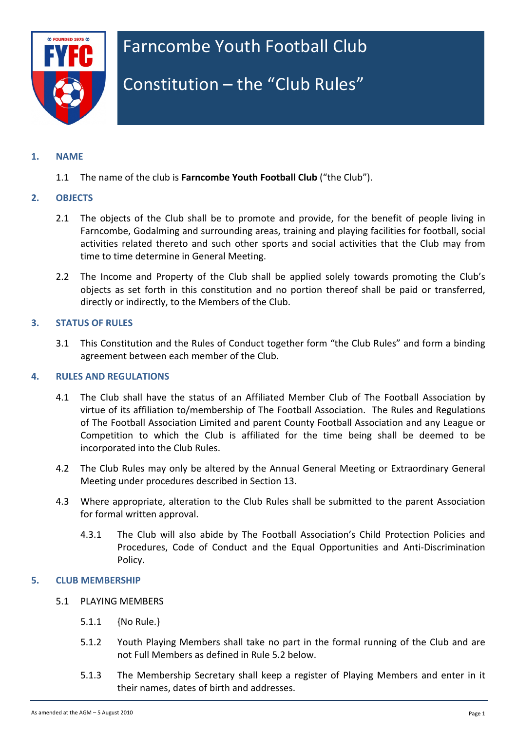# Farncombe Youth Football Club

# Constitution – the "Club Rules"

## 1. NAME

1.1 The name of the club is **Farncombe Youth Football Club** ("the Club").

## 2. OBJECTS

2.1 The objects of the Club shall be to promote and provide, for the benefit of people living in Farncombe, Godalming and surrounding areas, training and playing facilities for football, social activities related thereto and such other sports and social activities that the Club may from time to time determine in General Meeting.

2.2 The Income and Property of the Club shall be applied solely towards promoting the Club's objects as set forth in this constitution and no portion thereof shall be paid or transferred, directly or indirectly, to the Members of the Club.

## 3. STATUS OF RULES

3.1 This Constitution and the Rules of Conduct together form "the Club Rules" and form a binding agreement between each member of the Club.

## 4. RULES AND REGULATIONS

4.1 The Club shall have the status of an Affiliated Member Club of The Football Association by virtue of its affiliation to/membership of The Football Association. The Rules and Regulations of The Football Association Limited and parent County Football Association and any League or Competition to which the Club is affiliated for the time being shall be deemed to be incorporated into the Club Rules.

4.2 The Club Rules may only be altered by the Annual General Meeting or Extraordinary General Meeting under procedures described in Section 13.

4.3 Where appropriate, alteration to the Club Rules shall be submitted to the parent Association for formal written approval.

4.3.1 The Club will also abide by The Football Association's Child Protection Policies and Procedures, Code of Conduct and the Equal Opportunities and Anti-Discrimination Policy.

## 5. CLUB MEMBERSHIP

5.1 PLAYING MEMBERS

5.1.1 {No Rule.}

5.1.2 Youth Playing Members shall take no part in the formal running of the Club and are not Full Members as defined in Rule 5.2 below.

5.1.3 The Membership Secretary shall keep a register of Playing Members and enter in it their names, dates of birth and addresses.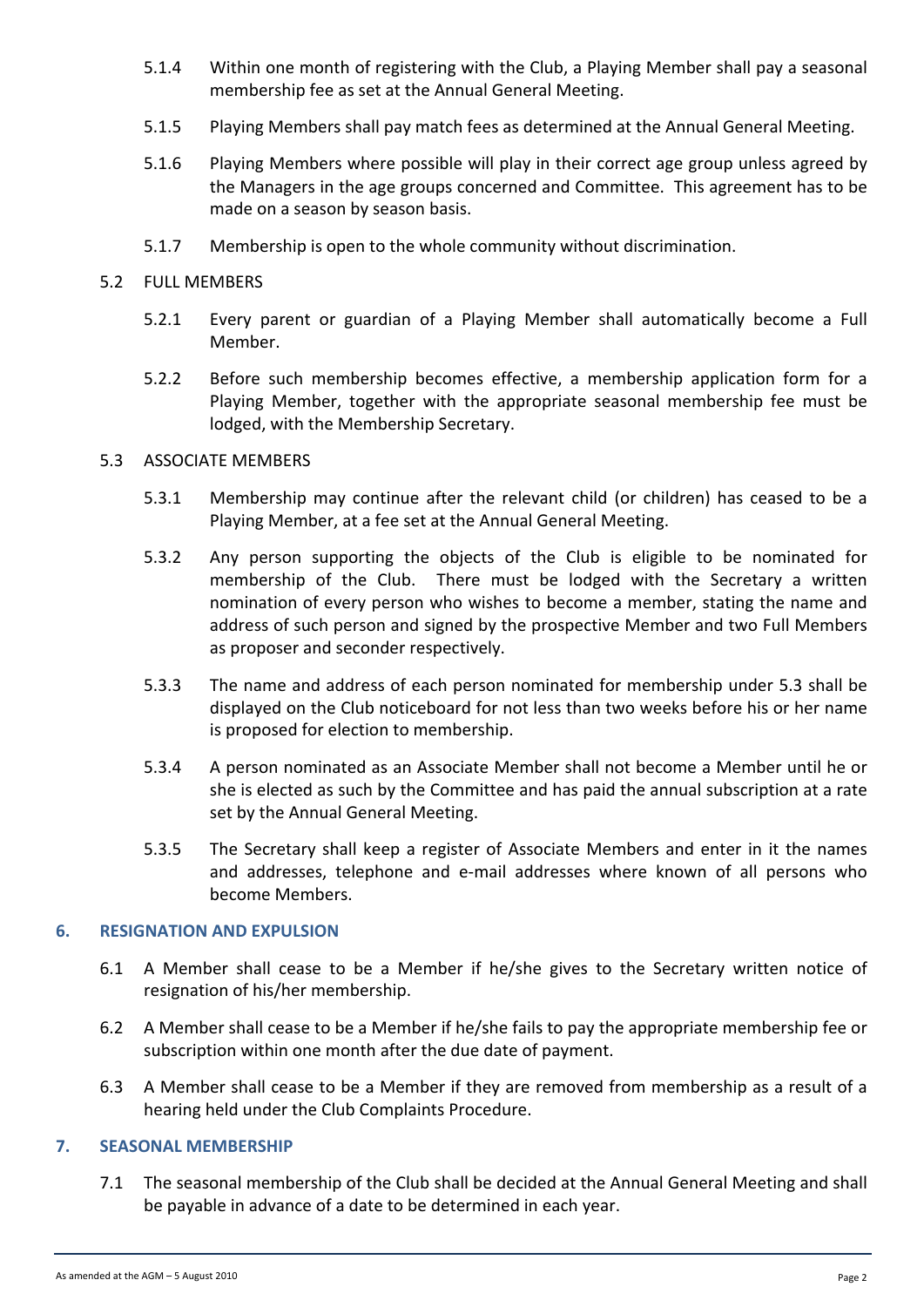5.1.4 Within one month of registering with the Club, a Playing Member shall pay a seasonal membership fee as set at the Annual General Meeting.

5.1.5 Playing Members shall pay match fees as determined at the Annual General Meeting.

5.1.6 Playing Members where possible will play in their correct age group unless agreed by the Managers in the age groups concerned and Committee. This agreement has to be made on a season by season basis.

5.1.7 Membership is open to the whole community without discrimination.

5.2 FULL MEMBERS

5.2.1 Every parent or guardian of a Playing Member shall automatically become a Full Member.

5.2.2 Before such membership becomes effective, a membership application form for a Playing Member, together with the appropriate seasonal membership fee must be lodged, with the Membership Secretary.

5.3 ASSOCIATE MEMBERS

5.3.1 Membership may continue after the relevant child (or children) has ceased to be a Playing Member, at a fee set at the Annual General Meeting.

5.3.2 Any person supporting the objects of the Club is eligible to be nominated for membership of the Club. There must be lodged with the Secretary a written nomination of every person who wishes to become a member, stating the name and address of such person and signed by the prospective Member and two Full Members as proposer and seconder respectively.

5.3.3 The name and address of each person nominated for membership under 5.3 shall be displayed on the Club noticeboard for not less than two weeks before his or her name is proposed for election to membership.

5.3.4 A person nominated as an Associate Member shall not become a Member until he or she is elected as such by the Committee and has paid the annual subscription at a rate set by the Annual General Meeting.

5.3.5 The Secretary shall keep a register of Associate Members and enter in it the names and addresses, telephone and e-mail addresses where known of all persons who become Members.

## 6. RESIGNATION AND EXPULSION

6.1 A Member shall cease to be a Member if he/she gives to the Secretary written notice of resignation of his/her membership.

6.2 A Member shall cease to be a Member if he/she fails to pay the appropriate membership fee or subscription within one month after the due date of payment.

6.3 A Member shall cease to be a Member if they are removed from membership as a result of a hearing held under the Club Complaints Procedure.

## 7. SEASONAL MEMBERSHIP

7.1 The seasonal membership of the Club shall be decided at the Annual General Meeting and shall be payable in advance of a date to be determined in each year.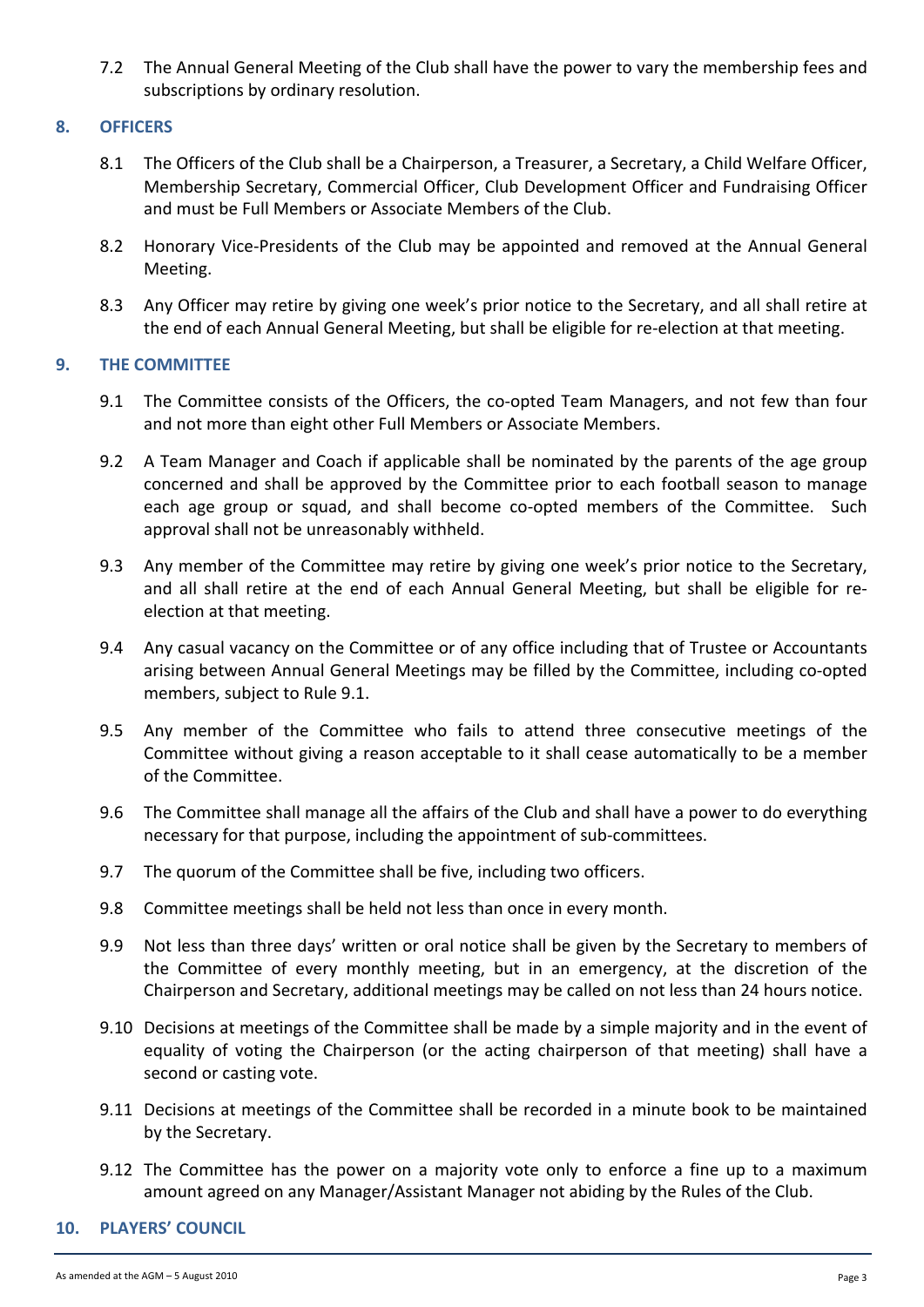7.2 The Annual General Meeting of the Club shall have the power to vary the membership fees and subscriptions by ordinary resolution.

## 8. OFFICERS

8.1 The Officers of the Club shall be a Chairperson, a Treasurer, a Secretary, a Child Welfare Officer, Membership Secretary, Commercial Officer, Club Development Officer and Fundraising Officer and must be Full Members or Associate Members of the Club.

8.2 Honorary Vice-Presidents of the Club may be appointed and removed at the Annual General Meeting.

8.3 Any Officer may retire by giving one week's prior notice to the Secretary, and all shall retire at the end of each Annual General Meeting, but shall be eligible for re-election at that meeting.

## 9. THE COMMITTEE

9.1 The Committee consists of the Officers, the co-opted Team Managers, and not few than four and not more than eight other Full Members or Associate Members.

9.2 A Team Manager and Coach if applicable shall be nominated by the parents of the age group concerned and shall be approved by the Committee prior to each football season to manage each age group or squad, and shall become co-opted members of the Committee. Such approval shall not be unreasonably withheld.

9.3 Any member of the Committee may retire by giving one week's prior notice to the Secretary, and all shall retire at the end of each Annual General Meeting, but shall be eligible for re-election at that meeting.

9.4 Any casual vacancy on the Committee or of any office including that of Trustee or Accountants arising between Annual General Meetings may be filled by the Committee, including co-opted members, subject to Rule 9.1.

9.5 Any member of the Committee who fails to attend three consecutive meetings of the Committee without giving a reason acceptable to it shall cease automatically to be a member of the Committee.

9.6 The Committee shall manage all the affairs of the Club and shall have a power to do everything necessary for that purpose, including the appointment of sub-committees.

9.7 The quorum of the Committee shall be five, including two officers.

9.8 Committee meetings shall be held not less than once in every month.

9.9 Not less than three days' written or oral notice shall be given by the Secretary to members of the Committee of every monthly meeting, but in an emergency, at the discretion of the Chairperson and Secretary, additional meetings may be called on not less than 24 hours notice.

9.10 Decisions at meetings of the Committee shall be made by a simple majority and in the event of equality of voting the Chairperson (or the acting chairperson of that meeting) shall have a second or casting vote.

9.11 Decisions at meetings of the Committee shall be recorded in a minute book to be maintained by the Secretary.

9.12 The Committee has the power on a majority vote only to enforce a fine up to a maximum amount agreed on any Manager/Assistant Manager not abiding by the Rules of the Club.

## 10. PLAYERS' COUNCIL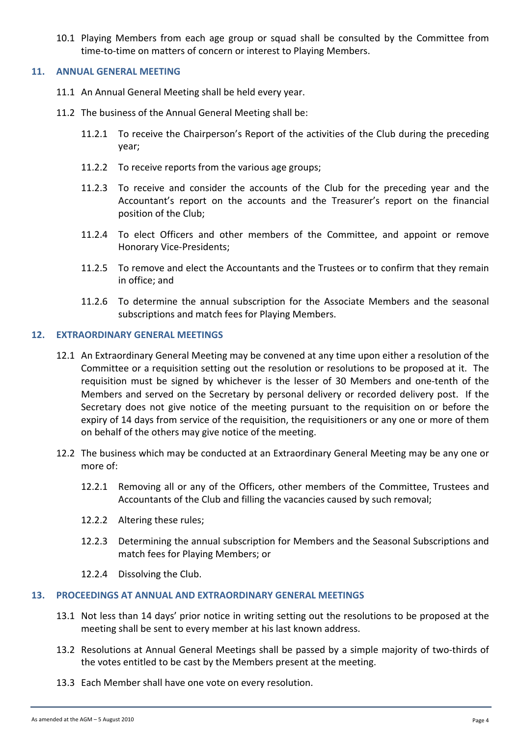10.1 Playing Members from each age group or squad shall be consulted by the Committee from time-to-time on matters of concern or interest to Playing Members.

## 11. ANNUAL GENERAL MEETING

11.1 An Annual General Meeting shall be held every year.

11.2 The business of the Annual General Meeting shall be:

11.2.1 To receive the Chairperson's Report of the activities of the Club during the preceding year;

11.2.2 To receive reports from the various age groups;

11.2.3 To receive and consider the accounts of the Club for the preceding year and the Accountant's report on the accounts and the Treasurer's report on the financial position of the Club;

11.2.4 To elect Officers and other members of the Committee, and appoint or remove Honorary Vice-Presidents;

11.2.5 To remove and elect the Accountants and the Trustees or to confirm that they remain in office; and

11.2.6 To determine the annual subscription for the Associate Members and the seasonal subscriptions and match fees for Playing Members.

## 12. EXTRAORDINARY GENERAL MEETINGS

12.1 An Extraordinary General Meeting may be convened at any time upon either a resolution of the Committee or a requisition setting out the resolution or resolutions to be proposed at it. The requisition must be signed by whichever is the lesser of 30 Members and one-tenth of the Members and served on the Secretary by personal delivery or recorded delivery post. If the Secretary does not give notice of the meeting pursuant to the requisition on or before the expiry of 14 days from service of the requisition, the requisitioners or any one or more of them on behalf of the others may give notice of the meeting.

12.2 The business which may be conducted at an Extraordinary General Meeting may be any one or more of:

12.2.1 Removing all or any of the Officers, other members of the Committee, Trustees and Accountants of the Club and filling the vacancies caused by such removal;

12.2.2 Altering these rules;

12.2.3 Determining the annual subscription for Members and the Seasonal Subscriptions and match fees for Playing Members; or

12.2.4 Dissolving the Club.

## 13. PROCEEDINGS AT ANNUAL AND EXTRAORDINARY GENERAL MEETINGS

13.1 Not less than 14 days' prior notice in writing setting out the resolutions to be proposed at the meeting shall be sent to every member at his last known address.

13.2 Resolutions at Annual General Meetings shall be passed by a simple majority of two-thirds of the votes entitled to be cast by the Members present at the meeting.

13.3 Each Member shall have one vote on every resolution.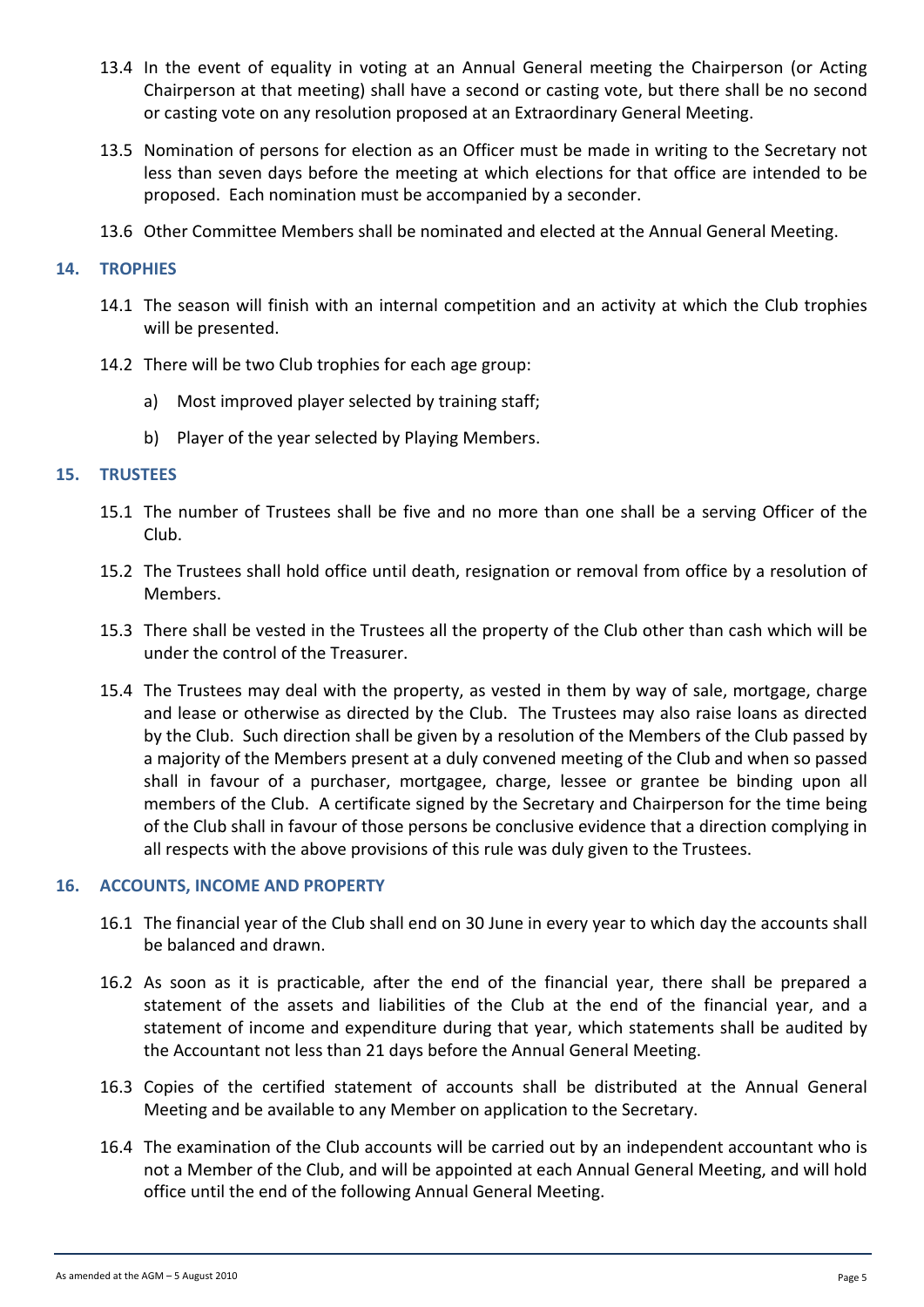13.4 In the event of equality in voting at an Annual General meeting the Chairperson (or Acting Chairperson at that meeting) shall have a second or casting vote, but there shall be no second or casting vote on any resolution proposed at an Extraordinary General Meeting.

13.5 Nomination of persons for election as an Officer must be made in writing to the Secretary not less than seven days before the meeting at which elections for that office are intended to be proposed. Each nomination must be accompanied by a seconder.

13.6 Other Committee Members shall be nominated and elected at the Annual General Meeting.

## 14. TROPHIES

14.1 The season will finish with an internal competition and an activity at which the Club trophies will be presented.

14.2 There will be two Club trophies for each age group:

a) Most improved player selected by training staff;

b) Player of the year selected by Playing Members.

## 15. TRUSTEES

15.1 The number of Trustees shall be five and no more than one shall be a serving Officer of the Club.

15.2 The Trustees shall hold office until death, resignation or removal from office by a resolution of Members.

15.3 There shall be vested in the Trustees all the property of the Club other than cash which will be under the control of the Treasurer.

15.4 The Trustees may deal with the property, as vested in them by way of sale, mortgage, charge and lease or otherwise as directed by the Club. The Trustees may also raise loans as directed by the Club. Such direction shall be given by a resolution of the Members of the Club passed by a majority of the Members present at a duly convened meeting of the Club and when so passed shall in favour of a purchaser, mortgagee, charge, lessee or grantee be binding upon all members of the Club. A certificate signed by the Secretary and Chairperson for the time being of the Club shall in favour of those persons be conclusive evidence that a direction complying in all respects with the above provisions of this rule was duly given to the Trustees.

## 16. ACCOUNTS, INCOME AND PROPERTY

16.1 The financial year of the Club shall end on 30 June in every year to which day the accounts shall be balanced and drawn.

16.2 As soon as it is practicable, after the end of the financial year, there shall be prepared a statement of the assets and liabilities of the Club at the end of the financial year, and a statement of income and expenditure during that year, which statements shall be audited by the Accountant not less than 21 days before the Annual General Meeting.

16.3 Copies of the certified statement of accounts shall be distributed at the Annual General Meeting and be available to any Member on application to the Secretary.

16.4 The examination of the Club accounts will be carried out by an independent accountant who is not a Member of the Club, and will be appointed at each Annual General Meeting, and will hold office until the end of the following Annual General Meeting.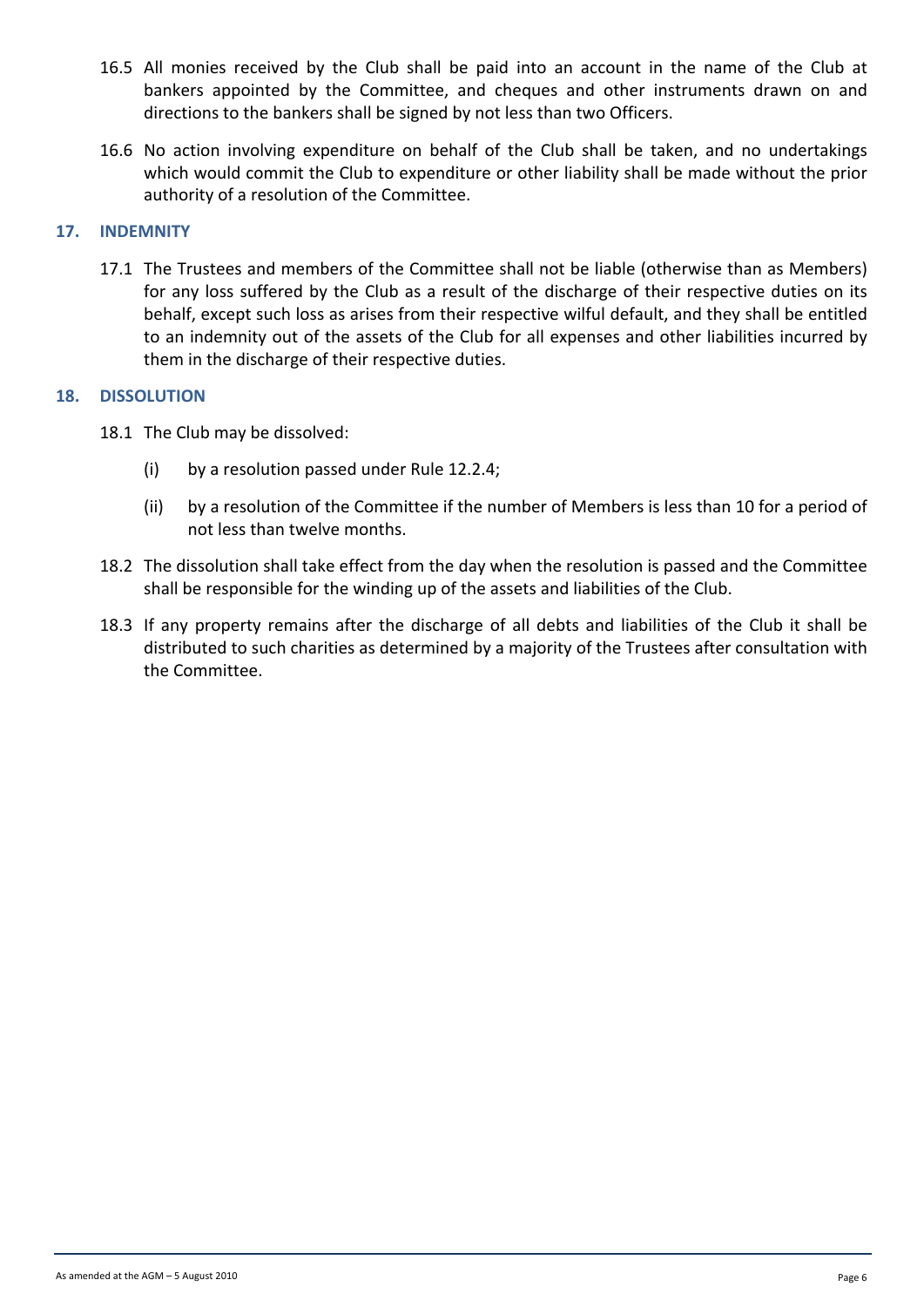16.5 All monies received by the Club shall be paid into an account in the name of the Club at bankers appointed by the Committee, and cheques and other instruments drawn on and directions to the bankers shall be signed by not less than two Officers.

16.6 No action involving expenditure on behalf of the Club shall be taken, and no undertakings which would commit the Club to expenditure or other liability shall be made without the prior authority of a resolution of the Committee.

## 17. INDEMNITY

17.1 The Trustees and members of the Committee shall not be liable (otherwise than as Members) for any loss suffered by the Club as a result of the discharge of their respective duties on its behalf, except such loss as arises from their respective wilful default, and they shall be entitled to an indemnity out of the assets of the Club for all expenses and other liabilities incurred by them in the discharge of their respective duties.

## 18. DISSOLUTION

18.1 The Club may be dissolved:

(i) by a resolution passed under Rule 12.2.4;

(ii) by a resolution of the Committee if the number of Members is less than 10 for a period of not less than twelve months.

18.2 The dissolution shall take effect from the day when the resolution is passed and the Committee shall be responsible for the winding up of the assets and liabilities of the Club.

18.3 If any property remains after the discharge of all debts and liabilities of the Club it shall be distributed to such charities as determined by a majority of the Trustees after consultation with the Committee.